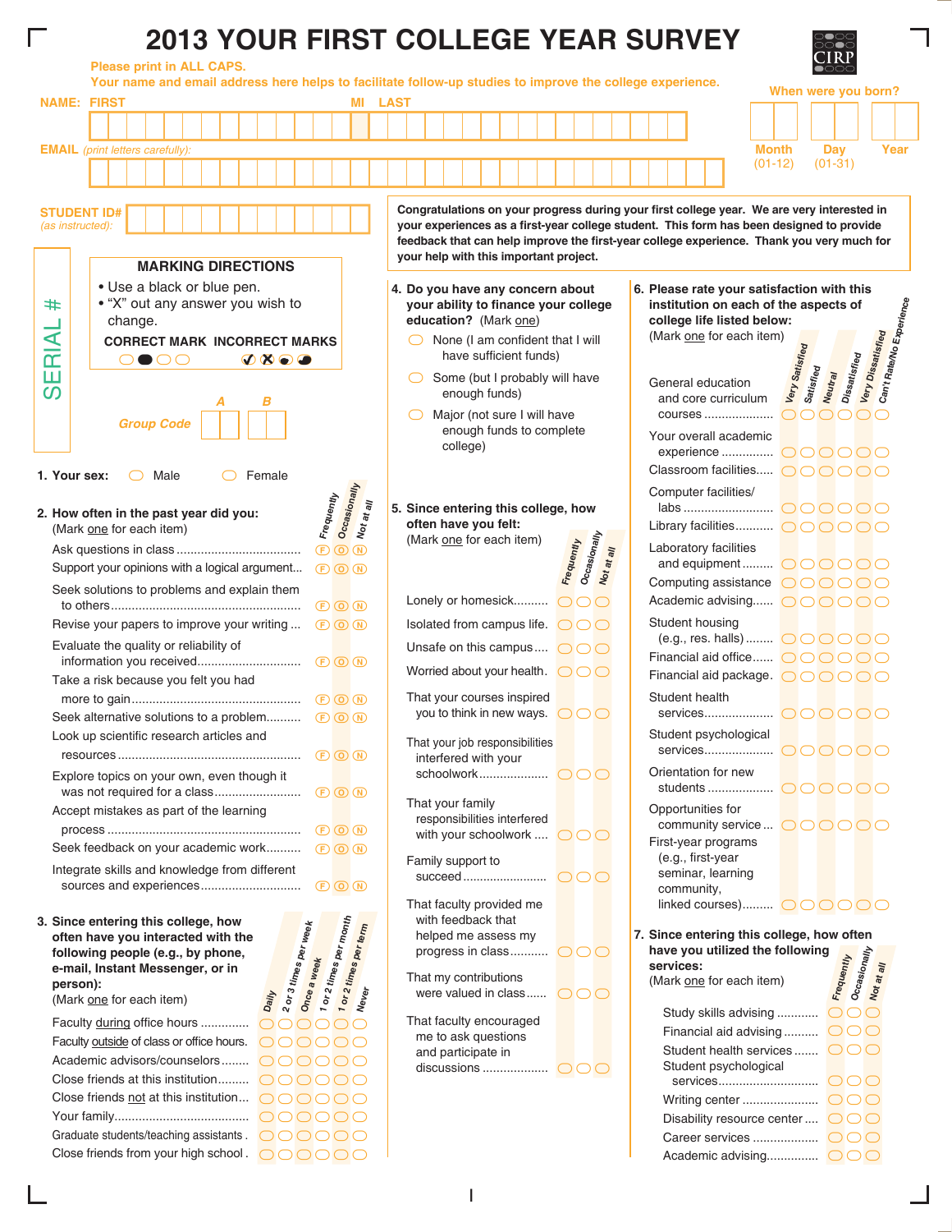# 2013 YOUR FIRST COLLEGE YEAR SURVEY

CIRP

Please print in ALL CAPS.

Your name and email address here helps to facilitate follow-up studies to improve the college experience.

NAME: FIRST | MI | LAST

When were you born?

Month (01-12) | Day (01-31) | Year

EMAIL (print letters carefully):

STUDENT ID# (as instructed):

SERIAL #

Congratulations on your progress during your first college year. We are very interested in your experiences as a first-year college student. This form has been designed to provide feedback that can help improve the first-year college experience. Thank you very much for your help with this important project.

**MARKING DIRECTIONS**

- Use a black or blue pen.
- "X" out any answer you wish to change.

CORRECT MARK | INCORRECT MARKS

Group Code A B

**1. Your sex:** ◯ Male ◯ Female

**2. How often in the past year did you:** (Mark one for each item)

| | Frequently | Occasionally | Not at all |
|---|---|---|---|
| Ask questions in class | Ⓕ | Ⓞ | Ⓝ |
| Support your opinions with a logical argument | Ⓕ | Ⓞ | Ⓝ |
| Seek solutions to problems and explain them to others | Ⓕ | Ⓞ | Ⓝ |
| Revise your papers to improve your writing | Ⓕ | Ⓞ | Ⓝ |
| Evaluate the quality or reliability of information you received | Ⓕ | Ⓞ | Ⓝ |
| Take a risk because you felt you had more to gain | Ⓕ | Ⓞ | Ⓝ |
| Seek alternative solutions to a problem | Ⓕ | Ⓞ | Ⓝ |
| Look up scientific research articles and resources | Ⓕ | Ⓞ | Ⓝ |
| Explore topics on your own, even though it was not required for a class | Ⓕ | Ⓞ | Ⓝ |
| Accept mistakes as part of the learning process | Ⓕ | Ⓞ | Ⓝ |
| Seek feedback on your academic work | Ⓕ | Ⓞ | Ⓝ |
| Integrate skills and knowledge from different sources and experiences | Ⓕ | Ⓞ | Ⓝ |

**3. Since entering this college, how often have you interacted with the following people (e.g., by phone, e-mail, Instant Messenger, or in person):** (Mark one for each item)

| | Daily | 2 or 3 times per week | Once a week | 1 or 2 times per month | 1 or 2 times per term | Never |
|---|---|---|---|---|---|---|
| Faculty during office hours | ◯ | ◯ | ◯ | ◯ | ◯ | ◯ |
| Faculty outside of class or office hours | ◯ | ◯ | ◯ | ◯ | ◯ | ◯ |
| Academic advisors/counselors | ◯ | ◯ | ◯ | ◯ | ◯ | ◯ |
| Close friends at this institution | ◯ | ◯ | ◯ | ◯ | ◯ | ◯ |
| Close friends not at this institution | ◯ | ◯ | ◯ | ◯ | ◯ | ◯ |
| Your family | ◯ | ◯ | ◯ | ◯ | ◯ | ◯ |
| Graduate students/teaching assistants | ◯ | ◯ | ◯ | ◯ | ◯ | ◯ |
| Close friends from your high school | ◯ | ◯ | ◯ | ◯ | ◯ | ◯ |

**4. Do you have any concern about your ability to finance your college education?** (Mark one)

- ◯ None (I am confident that I will have sufficient funds)
- ◯ Some (but I probably will have enough funds)
- ◯ Major (not sure I will have enough funds to complete college)

**5. Since entering this college, how often have you felt:** (Mark one for each item)

| | Frequently | Occasionally | Not at all |
|---|---|---|---|
| Lonely or homesick | ◯ | ◯ | ◯ |
| Isolated from campus life | ◯ | ◯ | ◯ |
| Unsafe on this campus | ◯ | ◯ | ◯ |
| Worried about your health | ◯ | ◯ | ◯ |
| That your courses inspired you to think in new ways | ◯ | ◯ | ◯ |
| That your job responsibilities interfered with your schoolwork | ◯ | ◯ | ◯ |
| That your family responsibilities interfered with your schoolwork | ◯ | ◯ | ◯ |
| Family support to succeed | ◯ | ◯ | ◯ |
| That faculty provided me with feedback that helped me assess my progress in class | ◯ | ◯ | ◯ |
| That my contributions were valued in class | ◯ | ◯ | ◯ |
| That faculty encouraged me to ask questions and participate in discussions | ◯ | ◯ | ◯ |

**6. Please rate your satisfaction with this institution on each of the aspects of college life listed below:** (Mark one for each item)

| | Very Satisfied | Satisfied | Neutral | Dissatisfied | Very Dissatisfied | Can't Rate/No Experience |
|---|---|---|---|---|---|---|
| General education and core curriculum courses | ◯ | ◯ | ◯ | ◯ | ◯ | ◯ |
| Your overall academic experience | ◯ | ◯ | ◯ | ◯ | ◯ | ◯ |
| Classroom facilities | ◯ | ◯ | ◯ | ◯ | ◯ | ◯ |
| Computer facilities/labs | ◯ | ◯ | ◯ | ◯ | ◯ | ◯ |
| Library facilities | ◯ | ◯ | ◯ | ◯ | ◯ | ◯ |
| Laboratory facilities and equipment | ◯ | ◯ | ◯ | ◯ | ◯ | ◯ |
| Computing assistance | ◯ | ◯ | ◯ | ◯ | ◯ | ◯ |
| Academic advising | ◯ | ◯ | ◯ | ◯ | ◯ | ◯ |
| Student housing (e.g., res. halls) | ◯ | ◯ | ◯ | ◯ | ◯ | ◯ |
| Financial aid office | ◯ | ◯ | ◯ | ◯ | ◯ | ◯ |
| Financial aid package | ◯ | ◯ | ◯ | ◯ | ◯ | ◯ |
| Student health services | ◯ | ◯ | ◯ | ◯ | ◯ | ◯ |
| Student psychological services | ◯ | ◯ | ◯ | ◯ | ◯ | ◯ |
| Orientation for new students | ◯ | ◯ | ◯ | ◯ | ◯ | ◯ |
| Opportunities for community service | ◯ | ◯ | ◯ | ◯ | ◯ | ◯ |
| First-year programs (e.g., first-year seminar, learning community, linked courses) | ◯ | ◯ | ◯ | ◯ | ◯ | ◯ |

**7. Since entering this college, how often have you utilized the following services:** (Mark one for each item)

| | Frequently | Occasionally | Not at all |
|---|---|---|---|
| Study skills advising | ◯ | ◯ | ◯ |
| Financial aid advising | ◯ | ◯ | ◯ |
| Student health services | ◯ | ◯ | ◯ |
| Student psychological services | ◯ | ◯ | ◯ |
| Writing center | ◯ | ◯ | ◯ |
| Disability resource center | ◯ | ◯ | ◯ |
| Career services | ◯ | ◯ | ◯ |
| Academic advising | ◯ | ◯ | ◯ |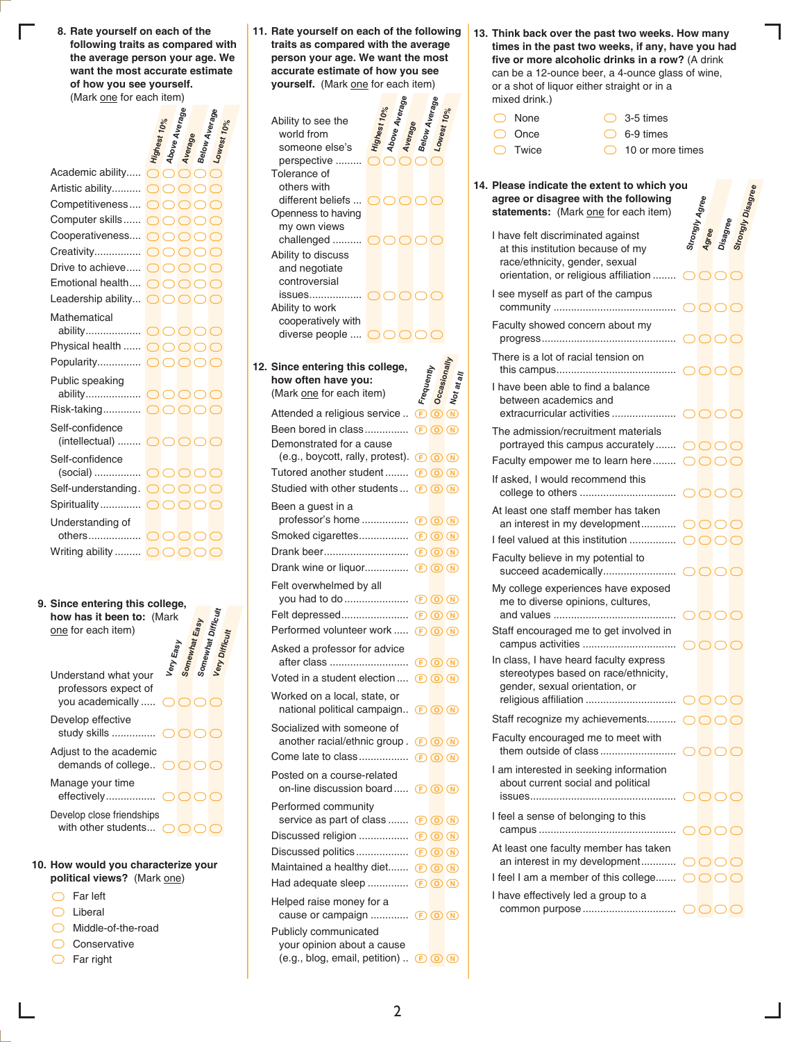**8. Rate yourself on each of the following traits as compared with the average person your age. We want the most accurate estimate of how you see yourself.** (Mark one for each item)

| | Highest 10% | Above Average | Average | Below Average | Lowest 10% |
|---|---|---|---|---|---|
| Academic ability | ○ | ○ | ○ | ○ | ○ |
| Artistic ability | ○ | ○ | ○ | ○ | ○ |
| Competitiveness | ○ | ○ | ○ | ○ | ○ |
| Computer skills | ○ | ○ | ○ | ○ | ○ |
| Cooperativeness | ○ | ○ | ○ | ○ | ○ |
| Creativity | ○ | ○ | ○ | ○ | ○ |
| Drive to achieve | ○ | ○ | ○ | ○ | ○ |
| Emotional health | ○ | ○ | ○ | ○ | ○ |
| Leadership ability | ○ | ○ | ○ | ○ | ○ |
| Mathematical ability | ○ | ○ | ○ | ○ | ○ |
| Physical health | ○ | ○ | ○ | ○ | ○ |
| Popularity | ○ | ○ | ○ | ○ | ○ |
| Public speaking ability | ○ | ○ | ○ | ○ | ○ |
| Risk-taking | ○ | ○ | ○ | ○ | ○ |
| Self-confidence (intellectual) | ○ | ○ | ○ | ○ | ○ |
| Self-confidence (social) | ○ | ○ | ○ | ○ | ○ |
| Self-understanding | ○ | ○ | ○ | ○ | ○ |
| Spirituality | ○ | ○ | ○ | ○ | ○ |
| Understanding of others | ○ | ○ | ○ | ○ | ○ |
| Writing ability | ○ | ○ | ○ | ○ | ○ |

**9. Since entering this college, how has it been to:** (Mark one for each item)

| | Very Easy | Somewhat Easy | Somewhat Difficult | Very Difficult |
|---|---|---|---|---|
| Understand what your professors expect of you academically | ○ | ○ | ○ | ○ |
| Develop effective study skills | ○ | ○ | ○ | ○ |
| Adjust to the academic demands of college | ○ | ○ | ○ | ○ |
| Manage your time effectively | ○ | ○ | ○ | ○ |
| Develop close friendships with other students | ○ | ○ | ○ | ○ |

**10. How would you characterize your political views?** (Mark one)

- ○ Far left
- ○ Liberal
- ○ Middle-of-the-road
- ○ Conservative
- ○ Far right

**11. Rate yourself on each of the following traits as compared with the average person your age. We want the most accurate estimate of how you see yourself.** (Mark one for each item)

| | Highest 10% | Above Average | Average | Below Average | Lowest 10% |
|---|---|---|---|---|---|
| Ability to see the world from someone else's perspective | ○ | ○ | ○ | ○ | ○ |
| Tolerance of others with different beliefs | ○ | ○ | ○ | ○ | ○ |
| Openness to having my own views challenged | ○ | ○ | ○ | ○ | ○ |
| Ability to discuss and negotiate controversial issues | ○ | ○ | ○ | ○ | ○ |
| Ability to work cooperatively with diverse people | ○ | ○ | ○ | ○ | ○ |

**12. Since entering this college, how often have you:** (Mark one for each item)

| | Frequently | Occasionally | Not at all |
|---|---|---|---|
| Attended a religious service | F | O | N |
| Been bored in class | F | O | N |
| Demonstrated for a cause (e.g., boycott, rally, protest) | F | O | N |
| Tutored another student | F | O | N |
| Studied with other students | F | O | N |
| Been a guest in a professor's home | F | O | N |
| Smoked cigarettes | F | O | N |
| Drank beer | F | O | N |
| Drank wine or liquor | F | O | N |
| Felt overwhelmed by all you had to do | F | O | N |
| Felt depressed | F | O | N |
| Performed volunteer work | F | O | N |
| Asked a professor for advice after class | F | O | N |
| Voted in a student election | F | O | N |
| Worked on a local, state, or national political campaign | F | O | N |
| Socialized with someone of another racial/ethnic group | F | O | N |
| Come late to class | F | O | N |
| Posted on a course-related on-line discussion board | F | O | N |
| Performed community service as part of class | F | O | N |
| Discussed religion | F | O | N |
| Discussed politics | F | O | N |
| Maintained a healthy diet | F | O | N |
| Had adequate sleep | F | O | N |
| Helped raise money for a cause or campaign | F | O | N |
| Publicly communicated your opinion about a cause (e.g., blog, email, petition) | F | O | N |

**13. Think back over the past two weeks. How many times in the past two weeks, if any, have you had five or more alcoholic drinks in a row?** (A drink can be a 12-ounce beer, a 4-ounce glass of wine, or a shot of liquor either straight or in a mixed drink.)

- ○ None
- ○ Once
- ○ Twice
- ○ 3-5 times
- ○ 6-9 times
- ○ 10 or more times

**14. Please indicate the extent to which you agree or disagree with the following statements:** (Mark one for each item)

| | Strongly Agree | Agree | Disagree | Strongly Disagree |
|---|---|---|---|---|
| I have felt discriminated against at this institution because of my race/ethnicity, gender, sexual orientation, or religious affiliation | ○ | ○ | ○ | ○ |
| I see myself as part of the campus community | ○ | ○ | ○ | ○ |
| Faculty showed concern about my progress | ○ | ○ | ○ | ○ |
| There is a lot of racial tension on this campus | ○ | ○ | ○ | ○ |
| I have been able to find a balance between academics and extracurricular activities | ○ | ○ | ○ | ○ |
| The admission/recruitment materials portrayed this campus accurately | ○ | ○ | ○ | ○ |
| Faculty empower me to learn here | ○ | ○ | ○ | ○ |
| If asked, I would recommend this college to others | ○ | ○ | ○ | ○ |
| At least one staff member has taken an interest in my development | ○ | ○ | ○ | ○ |
| I feel valued at this institution | ○ | ○ | ○ | ○ |
| Faculty believe in my potential to succeed academically | ○ | ○ | ○ | ○ |
| My college experiences have exposed me to diverse opinions, cultures, and values | ○ | ○ | ○ | ○ |
| Staff encouraged me to get involved in campus activities | ○ | ○ | ○ | ○ |
| In class, I have heard faculty express stereotypes based on race/ethnicity, gender, sexual orientation, or religious affiliation | ○ | ○ | ○ | ○ |
| Staff recognize my achievements | ○ | ○ | ○ | ○ |
| Faculty encouraged me to meet with them outside of class | ○ | ○ | ○ | ○ |
| I am interested in seeking information about current social and political issues | ○ | ○ | ○ | ○ |
| I feel a sense of belonging to this campus | ○ | ○ | ○ | ○ |
| At least one faculty member has taken an interest in my development | ○ | ○ | ○ | ○ |
| I feel I am a member of this college | ○ | ○ | ○ | ○ |
| I have effectively led a group to a common purpose | ○ | ○ | ○ | ○ |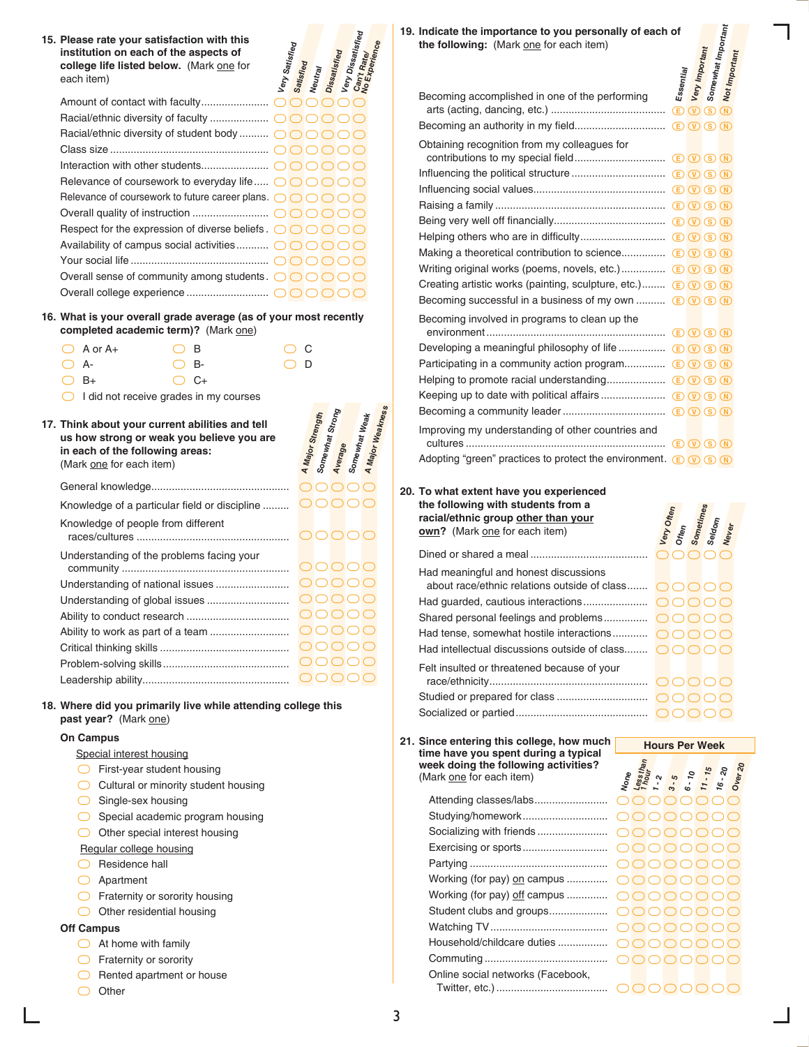**15. Please rate your satisfaction with this institution on each of the aspects of college life listed below.** (Mark one for each item)

| | Very Satisfied | Satisfied | Neutral | Dissatisfied | Very Dissatisfied | Can't Rate/ No Experience |
|---|---|---|---|---|---|---|
| Amount of contact with faculty | ◯ | ◯ | ◯ | ◯ | ◯ | ◯ |
| Racial/ethnic diversity of faculty | ◯ | ◯ | ◯ | ◯ | ◯ | ◯ |
| Racial/ethnic diversity of student body | ◯ | ◯ | ◯ | ◯ | ◯ | ◯ |
| Class size | ◯ | ◯ | ◯ | ◯ | ◯ | ◯ |
| Interaction with other students | ◯ | ◯ | ◯ | ◯ | ◯ | ◯ |
| Relevance of coursework to everyday life | ◯ | ◯ | ◯ | ◯ | ◯ | ◯ |
| Relevance of coursework to future career plans | ◯ | ◯ | ◯ | ◯ | ◯ | ◯ |
| Overall quality of instruction | ◯ | ◯ | ◯ | ◯ | ◯ | ◯ |
| Respect for the expression of diverse beliefs | ◯ | ◯ | ◯ | ◯ | ◯ | ◯ |
| Availability of campus social activities | ◯ | ◯ | ◯ | ◯ | ◯ | ◯ |
| Your social life | ◯ | ◯ | ◯ | ◯ | ◯ | ◯ |
| Overall sense of community among students | ◯ | ◯ | ◯ | ◯ | ◯ | ◯ |
| Overall college experience | ◯ | ◯ | ◯ | ◯ | ◯ | ◯ |

**16. What is your overall grade average (as of your most recently completed academic term)?** (Mark one)

- ◯ A or A+
- ◯ A-
- ◯ B+
- ◯ B
- ◯ B-
- ◯ C+
- ◯ C
- ◯ D
- ◯ I did not receive grades in my courses

**17. Think about your current abilities and tell us how strong or weak you believe you are in each of the following areas:** (Mark one for each item)

| | A Major Strength | Somewhat Strong | Average | Somewhat Weak | A Major Weakness |
|---|---|---|---|---|---|
| General knowledge | ◯ | ◯ | ◯ | ◯ | ◯ |
| Knowledge of a particular field or discipline | ◯ | ◯ | ◯ | ◯ | ◯ |
| Knowledge of people from different races/cultures | ◯ | ◯ | ◯ | ◯ | ◯ |
| Understanding of the problems facing your community | ◯ | ◯ | ◯ | ◯ | ◯ |
| Understanding of national issues | ◯ | ◯ | ◯ | ◯ | ◯ |
| Understanding of global issues | ◯ | ◯ | ◯ | ◯ | ◯ |
| Ability to conduct research | ◯ | ◯ | ◯ | ◯ | ◯ |
| Ability to work as part of a team | ◯ | ◯ | ◯ | ◯ | ◯ |
| Critical thinking skills | ◯ | ◯ | ◯ | ◯ | ◯ |
| Problem-solving skills | ◯ | ◯ | ◯ | ◯ | ◯ |
| Leadership ability | ◯ | ◯ | ◯ | ◯ | ◯ |

**18. Where did you primarily live while attending college this past year?** (Mark one)

**On Campus**

Special interest housing
- ◯ First-year student housing
- ◯ Cultural or minority student housing
- ◯ Single-sex housing
- ◯ Special academic program housing
- ◯ Other special interest housing

Regular college housing
- ◯ Residence hall
- ◯ Apartment
- ◯ Fraternity or sorority housing
- ◯ Other residential housing

**Off Campus**
- ◯ At home with family
- ◯ Fraternity or sorority
- ◯ Rented apartment or house
- ◯ Other

**19. Indicate the importance to you personally of each of the following:** (Mark one for each item)

| | Essential | Very Important | Somewhat Important | Not Important |
|---|---|---|---|---|
| Becoming accomplished in one of the performing arts (acting, dancing, etc.) | Ⓔ | Ⓥ | Ⓢ | Ⓝ |
| Becoming an authority in my field | Ⓔ | Ⓥ | Ⓢ | Ⓝ |
| Obtaining recognition from my colleagues for contributions to my special field | Ⓔ | Ⓥ | Ⓢ | Ⓝ |
| Influencing the political structure | Ⓔ | Ⓥ | Ⓢ | Ⓝ |
| Influencing social values | Ⓔ | Ⓥ | Ⓢ | Ⓝ |
| Raising a family | Ⓔ | Ⓥ | Ⓢ | Ⓝ |
| Being very well off financially | Ⓔ | Ⓥ | Ⓢ | Ⓝ |
| Helping others who are in difficulty | Ⓔ | Ⓥ | Ⓢ | Ⓝ |
| Making a theoretical contribution to science | Ⓔ | Ⓥ | Ⓢ | Ⓝ |
| Writing original works (poems, novels, etc.) | Ⓔ | Ⓥ | Ⓢ | Ⓝ |
| Creating artistic works (painting, sculpture, etc.) | Ⓔ | Ⓥ | Ⓢ | Ⓝ |
| Becoming successful in a business of my own | Ⓔ | Ⓥ | Ⓢ | Ⓝ |
| Becoming involved in programs to clean up the environment | Ⓔ | Ⓥ | Ⓢ | Ⓝ |
| Developing a meaningful philosophy of life | Ⓔ | Ⓥ | Ⓢ | Ⓝ |
| Participating in a community action program | Ⓔ | Ⓥ | Ⓢ | Ⓝ |
| Helping to promote racial understanding | Ⓔ | Ⓥ | Ⓢ | Ⓝ |
| Keeping up to date with political affairs | Ⓔ | Ⓥ | Ⓢ | Ⓝ |
| Becoming a community leader | Ⓔ | Ⓥ | Ⓢ | Ⓝ |
| Improving my understanding of other countries and cultures | Ⓔ | Ⓥ | Ⓢ | Ⓝ |
| Adopting "green" practices to protect the environment | Ⓔ | Ⓥ | Ⓢ | Ⓝ |

**20. To what extent have you experienced the following with students from a racial/ethnic group other than your own?** (Mark one for each item)

| | Very Often | Often | Sometimes | Seldom | Never |
|---|---|---|---|---|---|
| Dined or shared a meal | ◯ | ◯ | ◯ | ◯ | ◯ |
| Had meaningful and honest discussions about race/ethnic relations outside of class | ◯ | ◯ | ◯ | ◯ | ◯ |
| Had guarded, cautious interactions | ◯ | ◯ | ◯ | ◯ | ◯ |
| Shared personal feelings and problems | ◯ | ◯ | ◯ | ◯ | ◯ |
| Had tense, somewhat hostile interactions | ◯ | ◯ | ◯ | ◯ | ◯ |
| Had intellectual discussions outside of class | ◯ | ◯ | ◯ | ◯ | ◯ |
| Felt insulted or threatened because of your race/ethnicity | ◯ | ◯ | ◯ | ◯ | ◯ |
| Studied or prepared for class | ◯ | ◯ | ◯ | ◯ | ◯ |
| Socialized or partied | ◯ | ◯ | ◯ | ◯ | ◯ |

**21. Since entering this college, how much time have you spent during a typical week doing the following activities?** (Mark one for each item)

| Hours Per Week | None | Less than 1 hour | 1 - 2 | 3 - 5 | 6 - 10 | 11 - 15 | 16 - 20 | Over 20 |
|---|---|---|---|---|---|---|---|---|
| Attending classes/labs | ◯ | ◯ | ◯ | ◯ | ◯ | ◯ | ◯ | ◯ |
| Studying/homework | ◯ | ◯ | ◯ | ◯ | ◯ | ◯ | ◯ | ◯ |
| Socializing with friends | ◯ | ◯ | ◯ | ◯ | ◯ | ◯ | ◯ | ◯ |
| Exercising or sports | ◯ | ◯ | ◯ | ◯ | ◯ | ◯ | ◯ | ◯ |
| Partying | ◯ | ◯ | ◯ | ◯ | ◯ | ◯ | ◯ | ◯ |
| Working (for pay) on campus | ◯ | ◯ | ◯ | ◯ | ◯ | ◯ | ◯ | ◯ |
| Working (for pay) off campus | ◯ | ◯ | ◯ | ◯ | ◯ | ◯ | ◯ | ◯ |
| Student clubs and groups | ◯ | ◯ | ◯ | ◯ | ◯ | ◯ | ◯ | ◯ |
| Watching TV | ◯ | ◯ | ◯ | ◯ | ◯ | ◯ | ◯ | ◯ |
| Household/childcare duties | ◯ | ◯ | ◯ | ◯ | ◯ | ◯ | ◯ | ◯ |
| Commuting | ◯ | ◯ | ◯ | ◯ | ◯ | ◯ | ◯ | ◯ |
| Online social networks (Facebook, Twitter, etc.) | ◯ | ◯ | ◯ | ◯ | ◯ | ◯ | ◯ | ◯ |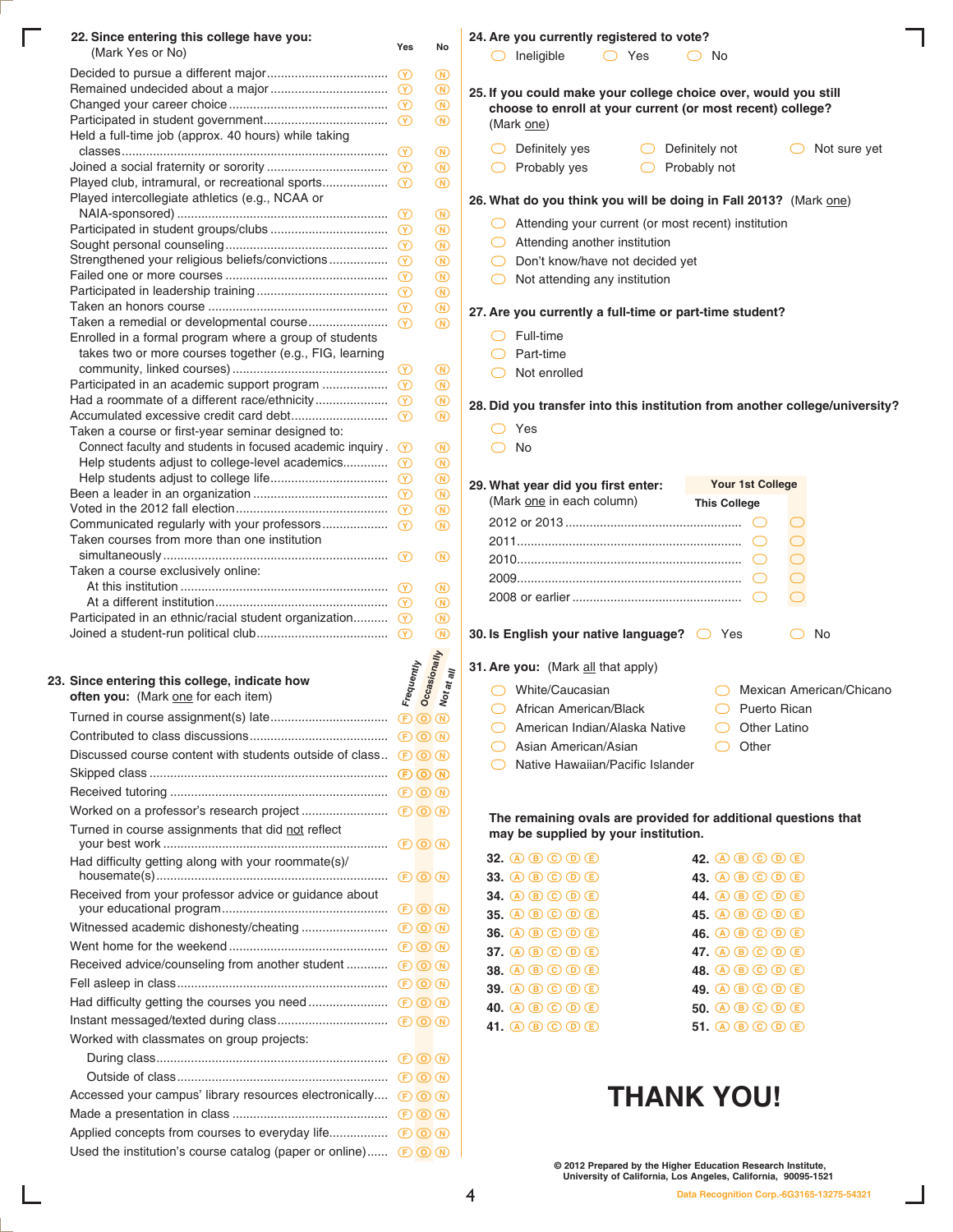**22. Since entering this college have you:** (Mark Yes or No)

| | Yes | No |
|---|---|---|
| Decided to pursue a different major | Y | N |
| Remained undecided about a major | Y | N |
| Changed your career choice | Y | N |
| Participated in student government | Y | N |
| Held a full-time job (approx. 40 hours) while taking classes | Y | N |
| Joined a social fraternity or sorority | Y | N |
| Played club, intramural, or recreational sports | Y | N |
| Played intercollegiate athletics (e.g., NCAA or NAIA-sponsored) | Y | N |
| Participated in student groups/clubs | Y | N |
| Sought personal counseling | Y | N |
| Strengthened your religious beliefs/convictions | Y | N |
| Failed one or more courses | Y | N |
| Participated in leadership training | Y | N |
| Taken an honors course | Y | N |
| Taken a remedial or developmental course | Y | N |
| Enrolled in a formal program where a group of students takes two or more courses together (e.g., FIG, learning community, linked courses) | Y | N |
| Participated in an academic support program | Y | N |
| Had a roommate of a different race/ethnicity | Y | N |
| Accumulated excessive credit card debt | Y | N |
| Taken a course or first-year seminar designed to: | | |
| Connect faculty and students in focused academic inquiry | Y | N |
| Help students adjust to college-level academics | Y | N |
| Help students adjust to college life | Y | N |
| Been a leader in an organization | Y | N |
| Voted in the 2012 fall election | Y | N |
| Communicated regularly with your professors | Y | N |
| Taken courses from more than one institution simultaneously | Y | N |
| Taken a course exclusively online: | | |
| At this institution | Y | N |
| At a different institution | Y | N |
| Participated in an ethnic/racial student organization | Y | N |
| Joined a student-run political club | Y | N |

**23. Since entering this college, indicate how often you:** (Mark one for each item)

| | Frequently | Occasionally | Not at all |
|---|---|---|---|
| Turned in course assignment(s) late | F | O | N |
| Contributed to class discussions | F | O | N |
| Discussed course content with students outside of class | F | O | N |
| Skipped class | F | O | N |
| Received tutoring | F | O | N |
| Worked on a professor's research project | F | O | N |
| Turned in course assignments that did not reflect your best work | F | O | N |
| Had difficulty getting along with your roommate(s)/housemate(s) | F | O | N |
| Received from your professor advice or guidance about your educational program | F | O | N |
| Witnessed academic dishonesty/cheating | F | O | N |
| Went home for the weekend | F | O | N |
| Received advice/counseling from another student | F | O | N |
| Fell asleep in class | F | O | N |
| Had difficulty getting the courses you need | F | O | N |
| Instant messaged/texted during class | F | O | N |
| Worked with classmates on group projects: | | | |
| During class | F | O | N |
| Outside of class | F | O | N |
| Accessed your campus' library resources electronically | F | O | N |
| Made a presentation in class | F | O | N |
| Applied concepts from courses to everyday life | F | O | N |
| Used the institution's course catalog (paper or online) | F | O | N |

**24. Are you currently registered to vote?**

- Ineligible
- Yes
- No

**25. If you could make your college choice over, would you still choose to enroll at your current (or most recent) college?** (Mark one)

- Definitely yes
- Probably yes
- Definitely not
- Probably not
- Not sure yet

**26. What do you think you will be doing in Fall 2013?** (Mark one)

- Attending your current (or most recent) institution
- Attending another institution
- Don't know/have not decided yet
- Not attending any institution

**27. Are you currently a full-time or part-time student?**

- Full-time
- Part-time
- Not enrolled

**28. Did you transfer into this institution from another college/university?**

- Yes
- No

**29. What year did you first enter:** (Mark one in each column)

| | This College | Your 1st College |
|---|---|---|
| 2012 or 2013 | ○ | ○ |
| 2011 | ○ | ○ |
| 2010 | ○ | ○ |
| 2009 | ○ | ○ |
| 2008 or earlier | ○ | ○ |

**30. Is English your native language?** Yes No

**31. Are you:** (Mark all that apply)

- White/Caucasian
- African American/Black
- American Indian/Alaska Native
- Asian American/Asian
- Native Hawaiian/Pacific Islander
- Mexican American/Chicano
- Puerto Rican
- Other Latino
- Other

**The remaining ovals are provided for additional questions that may be supplied by your institution.**

32. A B C D E
33. A B C D E
34. A B C D E
35. A B C D E
36. A B C D E
37. A B C D E
38. A B C D E
39. A B C D E
40. A B C D E
41. A B C D E
42. A B C D E
43. A B C D E
44. A B C D E
45. A B C D E
46. A B C D E
47. A B C D E
48. A B C D E
49. A B C D E
50. A B C D E
51. A B C D E

# THANK YOU!

© 2012 Prepared by the Higher Education Research Institute, University of California, Los Angeles, California, 90095-1521

Data Recognition Corp.-6G3165-13275-54321